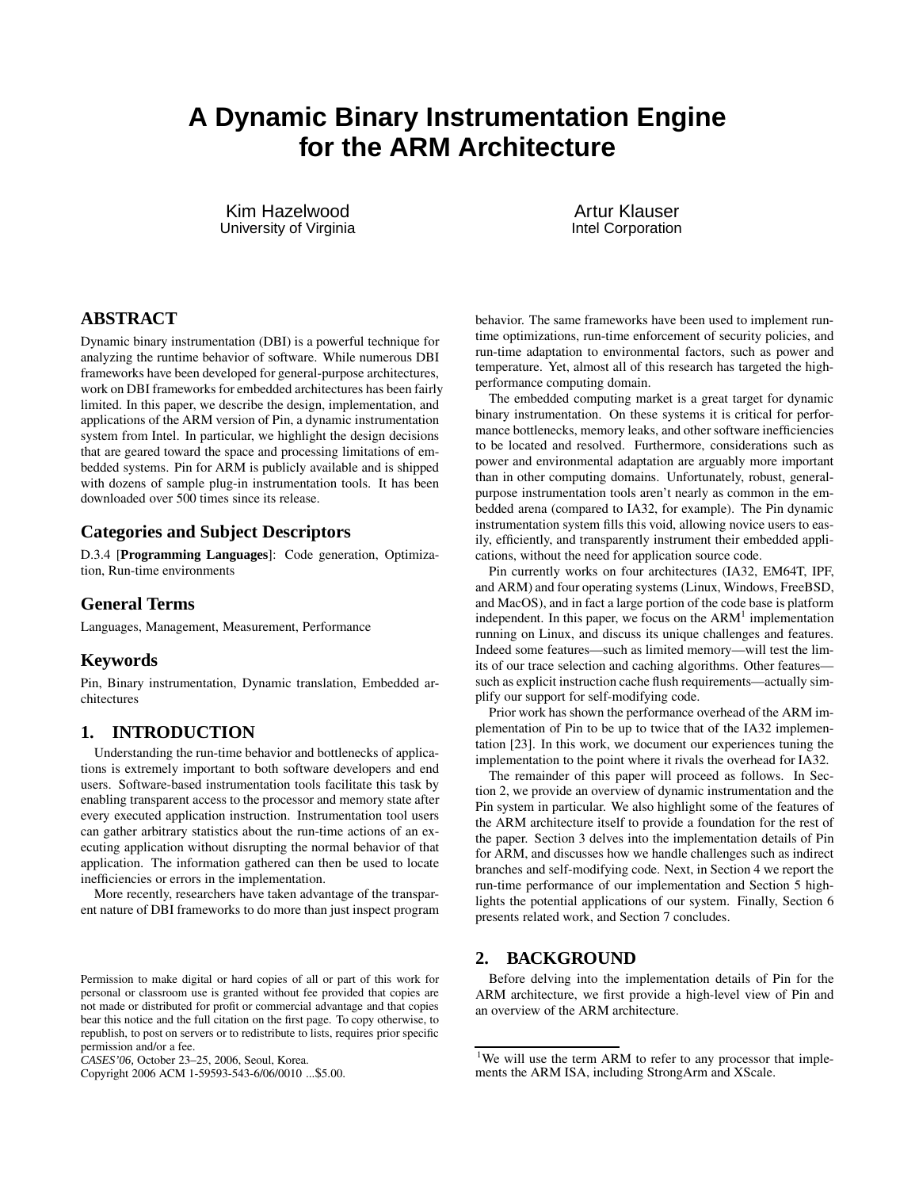# A Dynamic Binary Instrumentation Engine for the ARM Architecture

Kim Hazelwood
University of Virginia

Artur Klauser
Intel Corporation

## ABSTRACT

Dynamic binary instrumentation (DBI) is a powerful technique for analyzing the runtime behavior of software. While numerous DBI frameworks have been developed for general-purpose architectures, work on DBI frameworks for embedded architectures has been fairly limited. In this paper, we describe the design, implementation, and applications of the ARM version of Pin, a dynamic instrumentation system from Intel. In particular, we highlight the design decisions that are geared toward the space and processing limitations of embedded systems. Pin for ARM is publicly available and is shipped with dozens of sample plug-in instrumentation tools. It has been downloaded over 500 times since its release.

## Categories and Subject Descriptors

D.3.4 [**Programming Languages**]: Code generation, Optimization, Run-time environments

## General Terms

Languages, Management, Measurement, Performance

## Keywords

Pin, Binary instrumentation, Dynamic translation, Embedded architectures

## 1. INTRODUCTION

Understanding the run-time behavior and bottlenecks of applications is extremely important to both software developers and end users. Software-based instrumentation tools facilitate this task by enabling transparent access to the processor and memory state after every executed application instruction. Instrumentation tool users can gather arbitrary statistics about the run-time actions of an executing application without disrupting the normal behavior of that application. The information gathered can then be used to locate inefficiencies or errors in the implementation.

More recently, researchers have taken advantage of the transparent nature of DBI frameworks to do more than just inspect program behavior. The same frameworks have been used to implement run-time optimizations, run-time enforcement of security policies, and run-time adaptation to environmental factors, such as power and temperature. Yet, almost all of this research has targeted the high-performance computing domain.

The embedded computing market is a great target for dynamic binary instrumentation. On these systems it is critical for performance bottlenecks, memory leaks, and other software inefficiencies to be located and resolved. Furthermore, considerations such as power and environmental adaptation are arguably more important than in other computing domains. Unfortunately, robust, general-purpose instrumentation tools aren't nearly as common in the embedded arena (compared to IA32, for example). The Pin dynamic instrumentation system fills this void, allowing novice users to easily, efficiently, and transparently instrument their embedded applications, without the need for application source code.

Pin currently works on four architectures (IA32, EM64T, IPF, and ARM) and four operating systems (Linux, Windows, FreeBSD, and MacOS), and in fact a large portion of the code base is platform independent. In this paper, we focus on the ARM[1] implementation running on Linux, and discuss its unique challenges and features. Indeed some features—such as limited memory—will test the limits of our trace selection and caching algorithms. Other features—such as explicit instruction cache flush requirements—actually simplify our support for self-modifying code.

Prior work has shown the performance overhead of the ARM implementation of Pin to be up to twice that of the IA32 implementation [23]. In this work, we document our experiences tuning the implementation to the point where it rivals the overhead for IA32.

The remainder of this paper will proceed as follows. In Section 2, we provide an overview of dynamic instrumentation and the Pin system in particular. We also highlight some of the features of the ARM architecture itself to provide a foundation for the rest of the paper. Section 3 delves into the implementation details of Pin for ARM, and discusses how we handle challenges such as indirect branches and self-modifying code. Next, in Section 4 we report the run-time performance of our implementation and Section 5 highlights the potential applications of our system. Finally, Section 6 presents related work, and Section 7 concludes.

## 2. BACKGROUND

Before delving into the implementation details of Pin for the ARM architecture, we first provide a high-level view of Pin and an overview of the ARM architecture.

[1]We will use the term ARM to refer to any processor that implements the ARM ISA, including StrongArm and XScale.

Permission to make digital or hard copies of all or part of this work for personal or classroom use is granted without fee provided that copies are not made or distributed for profit or commercial advantage and that copies bear this notice and the full citation on the first page. To copy otherwise, to republish, to post on servers or to redistribute to lists, requires prior specific permission and/or a fee.
*CASES'06,* October 23–25, 2006, Seoul, Korea.
Copyright 2006 ACM 1-59593-543-6/06/0010 ...$5.00.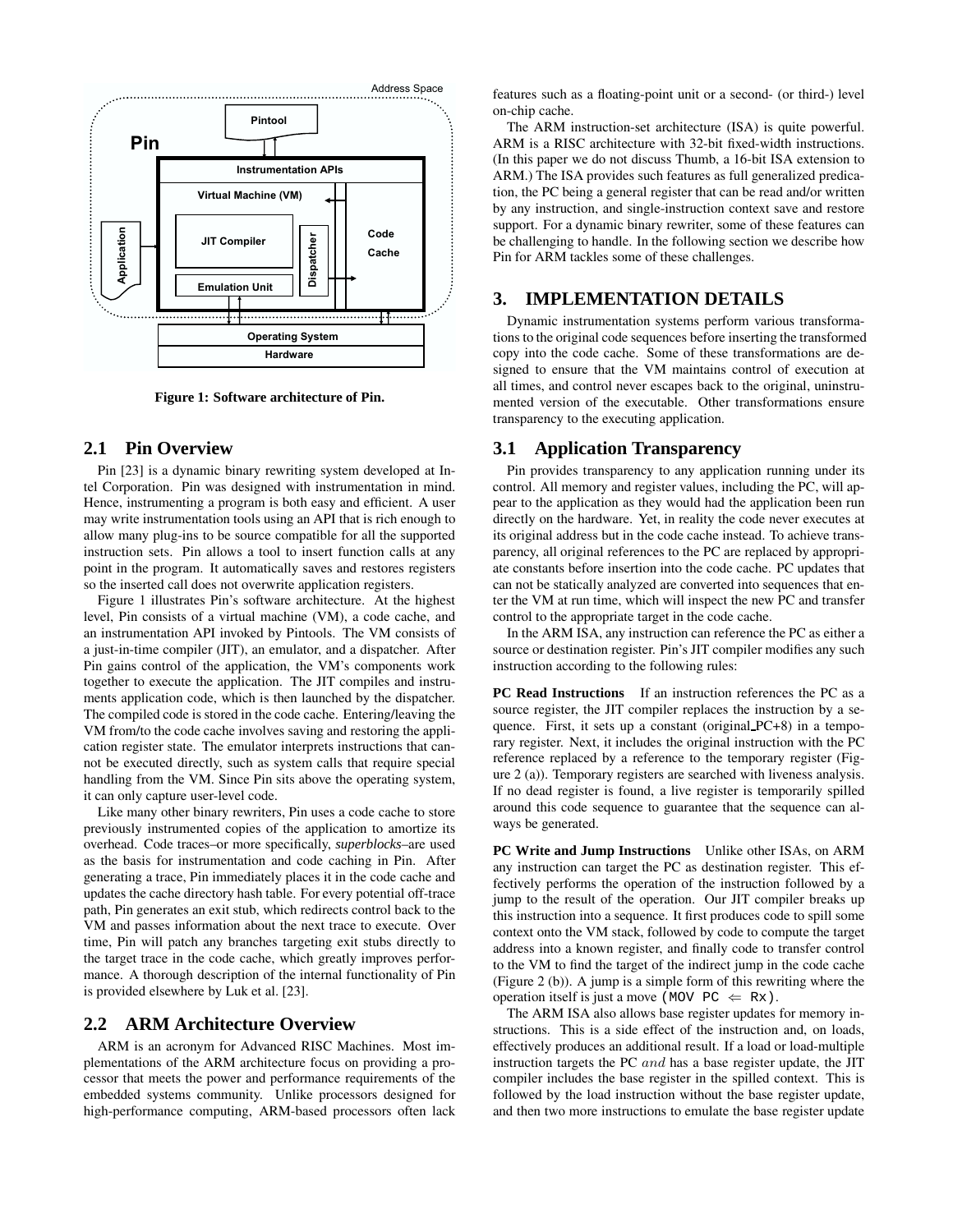Figure 1: Software architecture of Pin.

## 2.1 Pin Overview

Pin [23] is a dynamic binary rewriting system developed at Intel Corporation. Pin was designed with instrumentation in mind. Hence, instrumenting a program is both easy and efficient. A user may write instrumentation tools using an API that is rich enough to allow many plug-ins to be source compatible for all the supported instruction sets. Pin allows a tool to insert function calls at any point in the program. It automatically saves and restores registers so the inserted call does not overwrite application registers.

Figure 1 illustrates Pin's software architecture. At the highest level, Pin consists of a virtual machine (VM), a code cache, and an instrumentation API invoked by Pintools. The VM consists of a just-in-time compiler (JIT), an emulator, and a dispatcher. After Pin gains control of the application, the VM's components work together to execute the application. The JIT compiles and instruments application code, which is then launched by the dispatcher. The compiled code is stored in the code cache. Entering/leaving the VM from/to the code cache involves saving and restoring the application register state. The emulator interprets instructions that cannot be executed directly, such as system calls that require special handling from the VM. Since Pin sits above the operating system, it can only capture user-level code.

Like many other binary rewriters, Pin uses a code cache to store previously instrumented copies of the application to amortize its overhead. Code traces–or more specifically, *superblocks*–are used as the basis for instrumentation and code caching in Pin. After generating a trace, Pin immediately places it in the code cache and updates the cache directory hash table. For every potential off-trace path, Pin generates an exit stub, which redirects control back to the VM and passes information about the next trace to execute. Over time, Pin will patch any branches targeting exit stubs directly to the target trace in the code cache, which greatly improves performance. A thorough description of the internal functionality of Pin is provided elsewhere by Luk et al. [23].

## 2.2 ARM Architecture Overview

ARM is an acronym for Advanced RISC Machines. Most implementations of the ARM architecture focus on providing a processor that meets the power and performance requirements of the embedded systems community. Unlike processors designed for high-performance computing, ARM-based processors often lack features such as a floating-point unit or a second- (or third-) level on-chip cache.

The ARM instruction-set architecture (ISA) is quite powerful. ARM is a RISC architecture with 32-bit fixed-width instructions. (In this paper we do not discuss Thumb, a 16-bit ISA extension to ARM.) The ISA provides such features as full generalized predication, the PC being a general register that can be read and/or written by any instruction, and single-instruction context save and restore support. For a dynamic binary rewriter, some of these features can be challenging to handle. In the following section we describe how Pin for ARM tackles some of these challenges.

# 3. IMPLEMENTATION DETAILS

Dynamic instrumentation systems perform various transformations to the original code sequences before inserting the transformed copy into the code cache. Some of these transformations are designed to ensure that the VM maintains control of execution at all times, and control never escapes back to the original, uninstrumented version of the executable. Other transformations ensure transparency to the executing application.

## 3.1 Application Transparency

Pin provides transparency to any application running under its control. All memory and register values, including the PC, will appear to the application as they would had the application been run directly on the hardware. Yet, in reality the code never executes at its original address but in the code cache instead. To achieve transparency, all original references to the PC are replaced by appropriate constants before insertion into the code cache. PC updates that can not be statically analyzed are converted into sequences that enter the VM at run time, which will inspect the new PC and transfer control to the appropriate target in the code cache.

In the ARM ISA, any instruction can reference the PC as either a source or destination register. Pin's JIT compiler modifies any such instruction according to the following rules:

**PC Read Instructions** If an instruction references the PC as a source register, the JIT compiler replaces the instruction by a sequence. First, it sets up a constant (original_PC+8) in a temporary register. Next, it includes the original instruction with the PC reference replaced by a reference to the temporary register (Figure 2 (a)). Temporary registers are searched with liveness analysis. If no dead register is found, a live register is temporarily spilled around this code sequence to guarantee that the sequence can always be generated.

**PC Write and Jump Instructions** Unlike other ISAs, on ARM any instruction can target the PC as destination register. This effectively performs the operation of the instruction followed by a jump to the result of the operation. Our JIT compiler breaks up this instruction into a sequence. It first produces code to spill some context onto the VM stack, followed by code to compute the target address into a known register, and finally code to transfer control to the VM to find the target of the indirect jump in the code cache (Figure 2 (b)). A jump is a simple form of this rewriting where the operation itself is just a move (`MOV PC ⇐ Rx`).

The ARM ISA also allows base register updates for memory instructions. This is a side effect of the instruction and, on loads, effectively produces an additional result. If a load or load-multiple instruction targets the PC *and* has a base register update, the JIT compiler includes the base register in the spilled context. This is followed by the load instruction without the base register update, and then two more instructions to emulate the base register update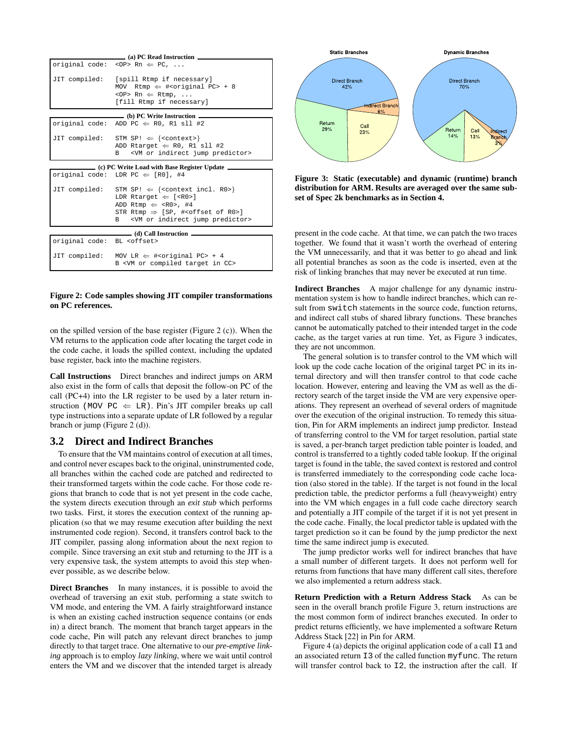**(a) PC Read Instruction**

```
original code:  <OP> Rn ⇐ PC, ...

JIT compiled:   [spill Rtmp if necessary]
                MOV  Rtmp ⇐ #<original PC> + 8
                <OP> Rn ⇐ Rtmp, ...
                [fill Rtmp if necessary]
```

**(b) PC Write Instruction**

```
original code:  ADD PC ⇐ R0, R1 sll #2

JIT compiled:   STM SP! ⇐ {<context>}
                ADD Rtarget ⇐ R0, R1 sll #2
                B   <VM or indirect jump predictor>
```

**(c) PC Write Load with Base Register Update**

```
original code:  LDR PC ⇐ [R0], #4

JIT compiled:   STM SP! ⇐ {<context incl. R0>}
                LDR Rtarget ⇐ [<R0>]
                ADD Rtmp ⇐ <R0>, #4
                STR Rtmp ⇒ [SP, #<offset of R0>]
                B   <VM or indirect jump predictor>
```

**(d) Call Instruction**

```
original code:  BL <offset>

JIT compiled:   MOV LR ⇐ #<original PC> + 4
                B <VM or compiled target in CC>
```

**Figure 2: Code samples showing JIT compiler transformations on PC references.**

on the spilled version of the base register (Figure 2 (c)). When the VM returns to the application code after locating the target code in the code cache, it loads the spilled context, including the updated base register, back into the machine registers.

**Call Instructions** Direct branches and indirect jumps on ARM also exist in the form of calls that deposit the follow-on PC of the call (PC+4) into the LR register to be used by a later return instruction (`MOV PC ⇐ LR`). Pin's JIT compiler breaks up call type instructions into a separate update of LR followed by a regular branch or jump (Figure 2 (d)).

## 3.2 Direct and Indirect Branches

To ensure that the VM maintains control of execution at all times, and control never escapes back to the original, uninstrumented code, all branches within the cached code are patched and redirected to their transformed targets within the code cache. For those code regions that branch to code that is not yet present in the code cache, the system directs execution through an *exit stub* which performs two tasks. First, it stores the execution context of the running application (so that we may resume execution after building the next instrumented code region). Second, it transfers control back to the JIT compiler, passing along information about the next region to compile. Since traversing an exit stub and returning to the JIT is a very expensive task, the system attempts to avoid this step whenever possible, as we describe below.

**Direct Branches** In many instances, it is possible to avoid the overhead of traversing an exit stub, performing a state switch to VM mode, and entering the VM. A fairly straightforward instance is when an existing cached instruction sequence contains (or ends in) a direct branch. The moment that branch target appears in the code cache, Pin will patch any relevant direct branches to jump directly to that target trace. One alternative to our *pre-emptive linking* approach is to employ *lazy linking*, where we wait until control enters the VM and we discover that the intended target is already present in the code cache. At that time, we can patch the two traces together. We found that it wasn't worth the overhead of entering the VM unnecessarily, and that it was better to go ahead and link all potential branches as soon as the code is inserted, even at the risk of linking branches that may never be executed at run time.

Static Branches

Direct Branch 42%

Indirect Branch 6%

Return 29%

Call 23%

Dynamic Branches

Direct Branch 70%

Return 14%

Call 13%

Indirect Branch 3%

**Figure 3: Static (executable) and dynamic (runtime) branch distribution for ARM. Results are averaged over the same subset of Spec 2k benchmarks as in Section 4.**

**Indirect Branches** A major challenge for any dynamic instrumentation system is how to handle indirect branches, which can result from `switch` statements in the source code, function returns, and indirect call stubs of shared library functions. These branches cannot be automatically patched to their intended target in the code cache, as the target varies at run time. Yet, as Figure 3 indicates, they are not uncommon.

The general solution is to transfer control to the VM which will look up the code cache location of the original target PC in its internal directory and will then transfer control to that code cache location. However, entering and leaving the VM as well as the directory search of the target inside the VM are very expensive operations. They represent an overhead of several orders of magnitude over the execution of the original instruction. To remedy this situation, Pin for ARM implements an indirect jump predictor. Instead of transferring control to the VM for target resolution, partial state is saved, a per-branch target prediction table pointer is loaded, and control is transferred to a tightly coded table lookup. If the original target is found in the table, the saved context is restored and control is transferred immediately to the corresponding code cache location (also stored in the table). If the target is not found in the local prediction table, the predictor performs a full (heavyweight) entry into the VM which engages in a full code cache directory search and potentially a JIT compile of the target if it is not yet present in the code cache. Finally, the local predictor table is updated with the target prediction so it can be found by the jump predictor the next time the same indirect jump is executed.

The jump predictor works well for indirect branches that have a small number of different targets. It does not perform well for returns from functions that have many different call sites, therefore we also implemented a return address stack.

**Return Prediction with a Return Address Stack** As can be seen in the overall branch profile Figure 3, return instructions are the most common form of indirect branches executed. In order to predict returns efficiently, we have implemented a software Return Address Stack [22] in Pin for ARM.

Figure 4 (a) depicts the original application code of a call `I1` and an associated return `I3` of the called function `myfunc`. The return will transfer control back to `I2`, the instruction after the call. If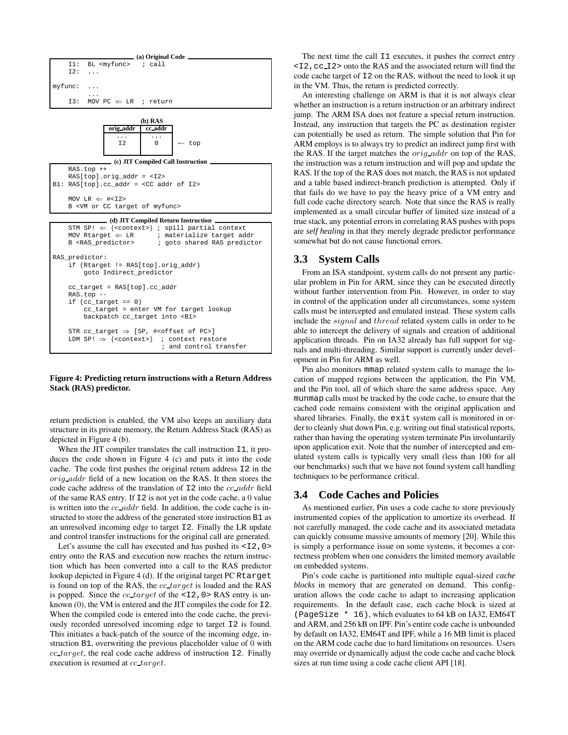**(a) Original Code**

```
    I1:  BL <myfunc>   ; call
    I2:  ...

myfunc:  ...
         ...
    I3:  MOV PC ⇐ LR  ; return
```

**(b) RAS**

| orig_addr | cc_addr | |
|---|---|---|
| ... | ... | |
| I2 | 0 | ← top |

**(c) JIT Compiled Call Instruction**

```
    RAS.top ++
    RAS[top].orig_addr = <I2>
B1: RAS[top].cc_addr = <CC addr of I2>

    MOV LR ⇐ #<I2>
    B <VM or CC target of myfunc>
```

**(d) JIT Compiled Return Instruction**

```
    STM SP! ⇐ {<context>} ; spill partial context
    MOV Rtarget ⇐ LR      ; materialize target addr
    B <RAS_predictor>     ; goto shared RAS predictor

RAS_predictor:
    if (Rtarget != RAS[top].orig_addr)
        goto Indirect_predictor

    cc_target = RAS[top].cc_addr
    RAS.top --
    if (cc_target == 0)
        cc_target = enter VM for target lookup
        backpatch cc_target into <B1>

    STR cc_target ⇒ [SP, #<offset of PC>]
    LDM SP! ⇒ {<context>}  ; context restore
                           ; and control transfer
```

**Figure 4: Predicting return instructions with a Return Address Stack (RAS) predictor.**

return prediction is enabled, the VM also keeps an auxiliary data structure in its private memory, the Return Address Stack (RAS) as depicted in Figure 4 (b).

When the JIT compiler translates the call instruction I1, it produces the code shown in Figure 4 (c) and puts it into the code cache. The code first pushes the original return address I2 in the $orig\_addr$ field of a new location on the RAS. It then stores the code cache address of the translation of I2 into the $cc\_addr$ field of the same RAS entry. If I2 is not yet in the code cache, a 0 value is written into the $cc\_addr$ field. In addition, the code cache is instructed to store the address of the generated store instruction B1 as an unresolved incoming edge to target I2. Finally the LR update and control transfer instructions for the original call are generated.

Let's assume the call has executed and has pushed its <I2,0> entry onto the RAS and execution now reaches the return instruction which has been converted into a call to the RAS predictor lookup depicted in Figure 4 (d). If the original target PC Rtarget is found on top of the RAS, the $cc\_target$ is loaded and the RAS is popped. Since the $cc\_target$ of the <I2,0> RAS entry is unknown (0), the VM is entered and the JIT compiles the code for I2. When the compiled code is entered into the code cache, the previously recorded unresolved incoming edge to target I2 is found. This initiates a back-patch of the source of the incoming edge, instruction B1, overwriting the previous placeholder value of 0 with $cc\_target$, the real code cache address of instruction I2. Finally execution is resumed at $cc\_target$.

The next time the call I1 executes, it pushes the correct entry <I2,cc_I2> onto the RAS and the associated return will find the code cache target of I2 on the RAS, without the need to look it up in the VM. Thus, the return is predicted correctly.

An interesting challenge on ARM is that it is not always clear whether an instruction is a return instruction or an arbitrary indirect jump. The ARM ISA does not feature a special return instruction. Instead, any instruction that targets the PC as destination register can potentially be used as return. The simple solution that Pin for ARM employs is to always try to predict an indirect jump first with the RAS. If the target matches the $orig\_addr$ on top of the RAS, the instruction was a return instruction and will pop and update the RAS. If the top of the RAS does not match, the RAS is not updated and a table based indirect-branch prediction is attempted. Only if that fails do we have to pay the heavy price of a VM entry and full code cache directory search. Note that since the RAS is really implemented as a small circular buffer of limited size instead of a true stack, any potential errors in correlating RAS pushes with pops are *self healing* in that they merely degrade predictor performance somewhat but do not cause functional errors.

## 3.3 System Calls

From an ISA standpoint, system calls do not present any particular problem in Pin for ARM, since they can be executed directly without further intervention from Pin. However, in order to stay in control of the application under all circumstances, some system calls must be intercepted and emulated instead. These system calls include the $signal$ and $thread$ related system calls in order to be able to intercept the delivery of signals and creation of additional application threads. Pin on IA32 already has full support for signals and multi-threading. Similar support is currently under development in Pin for ARM as well.

Pin also monitors mmap related system calls to manage the location of mapped regions between the application, the Pin VM, and the Pin tool, all of which share the same address space. Any munmap calls must be tracked by the code cache, to ensure that the cached code remains consistent with the original application and shared libraries. Finally, the exit system call is monitored in order to cleanly shut down Pin, e.g. writing out final statistical reports, rather than having the operating system terminate Pin involuntarily upon application exit. Note that the number of intercepted and emulated system calls is typically very small (less than 100 for all our benchmarks) such that we have not found system call handling techniques to be performance critical.

## 3.4 Code Caches and Policies

As mentioned earlier, Pin uses a code cache to store previously instrumented copies of the application to amortize its overhead. If not carefully managed, the code cache and its associated metadata can quickly consume massive amounts of memory [20]. While this is simply a performance issue on some systems, it becomes a correctness problem when one considers the limited memory available on embedded systems.

Pin's code cache is partitioned into multiple equal-sized *cache blocks* in memory that are generated on demand. This configuration allows the code cache to adapt to increasing application requirements. In the default case, each cache block is sized at (PageSize * 16), which evaluates to 64 kB on IA32, EM64T and ARM, and 256 kB on IPF. Pin's entire code cache is unbounded by default on IA32, EM64T and IPF, while a 16 MB limit is placed on the ARM code cache due to hard limitations on resources. Users may override or dynamically adjust the code cache and cache block sizes at run time using a code cache client API [18].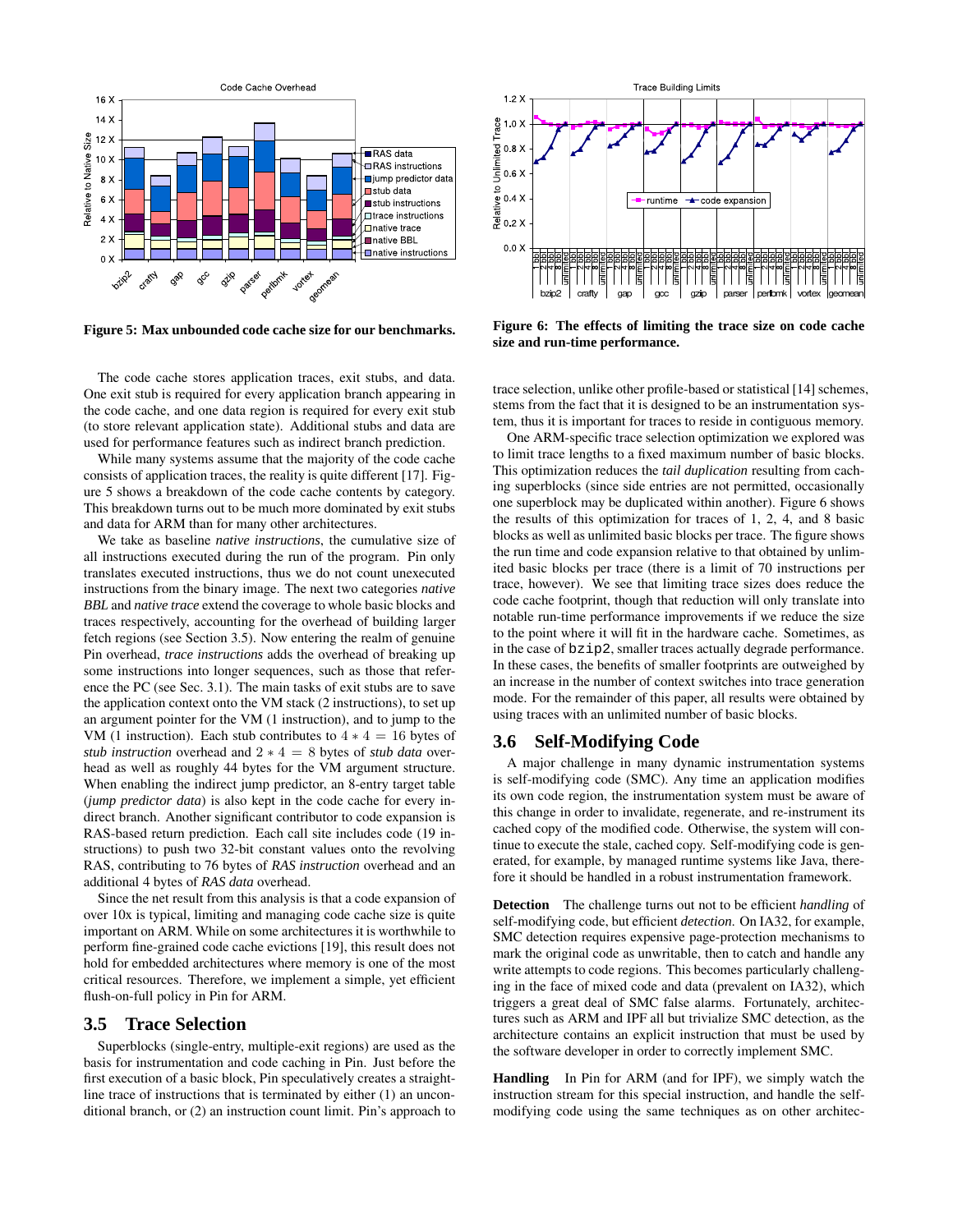Code Cache Overhead

16 X
14 X
12 X
10 X
8 X
6 X
4 X
2 X
0 X

Relative to Native Size

bzip2 crafty gap gcc gzip parser perlbmk vortex geomean

RAS data
RAS instructions
jump predictor data
stub data
stub instructions
trace instructions
native trace
native BBL
native instructions

**Figure 5: Max unbounded code cache size for our benchmarks.**

Trace Building Limits

1.2 X
1.0 X
0.8 X
0.6 X
0.4 X
0.2 X
0.0 X

Relative to Unlimited Trace

runtime
code expansion

1 bbl 2 bbl 4 bbl 8 bbl unlimited

bzip2 crafty gap gcc gzip parser perlbmk vortex geomean

**Figure 6: The effects of limiting the trace size on code cache size and run-time performance.**

The code cache stores application traces, exit stubs, and data. One exit stub is required for every application branch appearing in the code cache, and one data region is required for every exit stub (to store relevant application state). Additional stubs and data are used for performance features such as indirect branch prediction.

While many systems assume that the majority of the code cache consists of application traces, the reality is quite different [17]. Figure 5 shows a breakdown of the code cache contents by category. This breakdown turns out to be much more dominated by exit stubs and data for ARM than for many other architectures.

We take as baseline *native instructions*, the cumulative size of all instructions executed during the run of the program. Pin only translates executed instructions, thus we do not count unexecuted instructions from the binary image. The next two categories *native BBL* and *native trace* extend the coverage to whole basic blocks and traces respectively, accounting for the overhead of building larger fetch regions (see Section 3.5). Now entering the realm of genuine Pin overhead, *trace instructions* adds the overhead of breaking up some instructions into longer sequences, such as those that reference the PC (see Sec. 3.1). The main tasks of exit stubs are to save the application context onto the VM stack (2 instructions), to set up an argument pointer for the VM (1 instruction), and to jump to the VM (1 instruction). Each stub contributes to $4 * 4 = 16$ bytes of *stub instruction* overhead and $2 * 4 = 8$ bytes of *stub data* overhead as well as roughly 44 bytes for the VM argument structure. When enabling the indirect jump predictor, an 8-entry target table (*jump predictor data*) is also kept in the code cache for every indirect branch. Another significant contributor to code expansion is RAS-based return prediction. Each call site includes code (19 instructions) to push two 32-bit constant values onto the revolving RAS, contributing to 76 bytes of *RAS instruction* overhead and an additional 4 bytes of *RAS data* overhead.

Since the net result from this analysis is that a code expansion of over 10x is typical, limiting and managing code cache size is quite important on ARM. While on some architectures it is worthwhile to perform fine-grained code cache evictions [19], this result does not hold for embedded architectures where memory is one of the most critical resources. Therefore, we implement a simple, yet efficient flush-on-full policy in Pin for ARM.

## 3.5 Trace Selection

Superblocks (single-entry, multiple-exit regions) are used as the basis for instrumentation and code caching in Pin. Just before the first execution of a basic block, Pin speculatively creates a straight-line trace of instructions that is terminated by either (1) an unconditional branch, or (2) an instruction count limit. Pin's approach to trace selection, unlike other profile-based or statistical [14] schemes, stems from the fact that it is designed to be an instrumentation system, thus it is important for traces to reside in contiguous memory.

One ARM-specific trace selection optimization we explored was to limit trace lengths to a fixed maximum number of basic blocks. This optimization reduces the *tail duplication* resulting from caching superblocks (since side entries are not permitted, occasionally one superblock may be duplicated within another). Figure 6 shows the results of this optimization for traces of 1, 2, 4, and 8 basic blocks as well as unlimited basic blocks per trace. The figure shows the run time and code expansion relative to that obtained by unlimited basic blocks per trace (there is a limit of 70 instructions per trace, however). We see that limiting trace sizes does reduce the code cache footprint, though that reduction will only translate into notable run-time performance improvements if we reduce the size to the point where it will fit in the hardware cache. Sometimes, as in the case of `bzip2`, smaller traces actually degrade performance. In these cases, the benefits of smaller footprints are outweighed by an increase in the number of context switches into trace generation mode. For the remainder of this paper, all results were obtained by using traces with an unlimited number of basic blocks.

## 3.6 Self-Modifying Code

A major challenge in many dynamic instrumentation systems is self-modifying code (SMC). Any time an application modifies its own code region, the instrumentation system must be aware of this change in order to invalidate, regenerate, and re-instrument its cached copy of the modified code. Otherwise, the system will continue to execute the stale, cached copy. Self-modifying code is generated, for example, by managed runtime systems like Java, therefore it should be handled in a robust instrumentation framework.

**Detection** The challenge turns out not to be efficient *handling* of self-modifying code, but efficient *detection*. On IA32, for example, SMC detection requires expensive page-protection mechanisms to mark the original code as unwritable, then to catch and handle any write attempts to code regions. This becomes particularly challenging in the face of mixed code and data (prevalent on IA32), which triggers a great deal of SMC false alarms. Fortunately, architectures such as ARM and IPF all but trivialize SMC detection, as the architecture contains an explicit instruction that must be used by the software developer in order to correctly implement SMC.

**Handling** In Pin for ARM (and for IPF), we simply watch the instruction stream for this special instruction, and handle the self-modifying code using the same techniques as on other architec-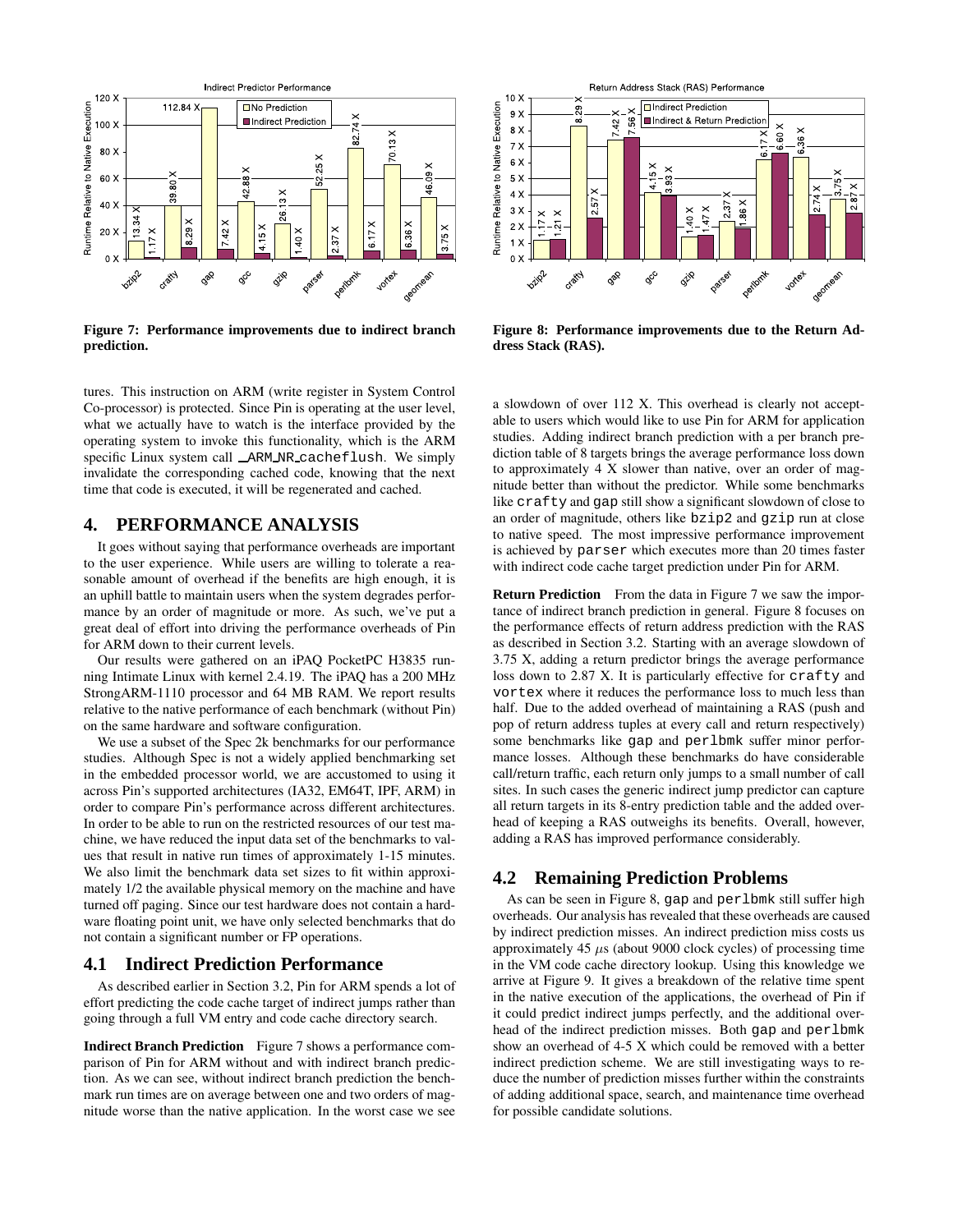Indirect Predictor Performance

Runtime Relative to Native Execution

120 X
100 X
80 X
60 X
40 X
20 X
0 X

No Prediction
Indirect Prediction

13.34 X
1.17 X
39.80 X
8.29 X
112.84 X
7.42 X
42.88 X
4.15 X
26.13 X
1.40 X
52.25 X
2.37 X
82.74 X
6.17 X
70.13 X
6.36 X
46.09 X
3.75 X

bzip2 crafty gap gcc gzip parser perlbmk vortex geomean

**Figure 7: Performance improvements due to indirect branch prediction.**

Return Address Stack (RAS) Performance

Runtime Relative to Native Execution

10 X
9 X
8 X
7 X
6 X
5 X
4 X
3 X
2 X
1 X
0 X

Indirect Prediction
Indirect & Return Prediction

1.17 X
1.21 X
8.29 X
2.57 X
7.42 X
7.56 X
4.15 X
3.93 X
1.40 X
1.47 X
2.37 X
1.86 X
6.17 X
6.60 X
6.36 X
2.74 X
3.75 X
2.87 X

bzip2 crafty gap gcc gzip parser perlbmk vortex geomean

**Figure 8: Performance improvements due to the Return Address Stack (RAS).**

tures. This instruction on ARM (write register in System Control Co-processor) is protected. Since Pin is operating at the user level, what we actually have to watch is the interface provided by the operating system to invoke this functionality, which is the ARM specific Linux system call `__ARM_NR_cacheflush`. We simply invalidate the corresponding cached code, knowing that the next time that code is executed, it will be regenerated and cached.

# 4. PERFORMANCE ANALYSIS

It goes without saying that performance overheads are important to the user experience. While users are willing to tolerate a reasonable amount of overhead if the benefits are high enough, it is an uphill battle to maintain users when the system degrades performance by an order of magnitude or more. As such, we've put a great deal of effort into driving the performance overheads of Pin for ARM down to their current levels.

Our results were gathered on an iPAQ PocketPC H3835 running Intimate Linux with kernel 2.4.19. The iPAQ has a 200 MHz StrongARM-1110 processor and 64 MB RAM. We report results relative to the native performance of each benchmark (without Pin) on the same hardware and software configuration.

We use a subset of the Spec 2k benchmarks for our performance studies. Although Spec is not a widely applied benchmarking set in the embedded processor world, we are accustomed to using it across Pin's supported architectures (IA32, EM64T, IPF, ARM) in order to compare Pin's performance across different architectures. In order to be able to run on the restricted resources of our test machine, we have reduced the input data set of the benchmarks to values that result in native run times of approximately 1-15 minutes. We also limit the benchmark data set sizes to fit within approximately 1/2 the available physical memory on the machine and have turned off paging. Since our test hardware does not contain a hardware floating point unit, we have only selected benchmarks that do not contain a significant number or FP operations.

## 4.1 Indirect Prediction Performance

As described earlier in Section 3.2, Pin for ARM spends a lot of effort predicting the code cache target of indirect jumps rather than going through a full VM entry and code cache directory search.

**Indirect Branch Prediction** Figure 7 shows a performance comparison of Pin for ARM without and with indirect branch prediction. As we can see, without indirect branch prediction the benchmark run times are on average between one and two orders of magnitude worse than the native application. In the worst case we see a slowdown of over 112 X. This overhead is clearly not acceptable to users which would like to use Pin for ARM for application studies. Adding indirect branch prediction with a per branch prediction table of 8 targets brings the average performance loss down to approximately 4 X slower than native, over an order of magnitude better than without the predictor. While some benchmarks like `crafty` and `gap` still show a significant slowdown of close to an order of magnitude, others like `bzip2` and `gzip` run at close to native speed. The most impressive performance improvement is achieved by `parser` which executes more than 20 times faster with indirect code cache target prediction under Pin for ARM.

**Return Prediction** From the data in Figure 7 we saw the importance of indirect branch prediction in general. Figure 8 focuses on the performance effects of return address prediction with the RAS as described in Section 3.2. Starting with an average slowdown of 3.75 X, adding a return predictor brings the average performance loss down to 2.87 X. It is particularly effective for `crafty` and `vortex` where it reduces the performance loss to much less than half. Due to the added overhead of maintaining a RAS (push and pop of return address tuples at every call and return respectively) some benchmarks like `gap` and `perlbmk` suffer minor performance losses. Although these benchmarks do have considerable call/return traffic, each return only jumps to a small number of call sites. In such cases the generic indirect jump predictor can capture all return targets in its 8-entry prediction table and the added overhead of keeping a RAS outweighs its benefits. Overall, however, adding a RAS has improved performance considerably.

## 4.2 Remaining Prediction Problems

As can be seen in Figure 8, `gap` and `perlbmk` still suffer high overheads. Our analysis has revealed that these overheads are caused by indirect prediction misses. An indirect prediction miss costs us approximately 45 $\mu$s (about 9000 clock cycles) of processing time in the VM code cache directory lookup. Using this knowledge we arrive at Figure 9. It gives a breakdown of the relative time spent in the native execution of the applications, the overhead of Pin if it could predict indirect jumps perfectly, and the additional overhead of the indirect prediction misses. Both `gap` and `perlbmk` show an overhead of 4-5 X which could be removed with a better indirect prediction scheme. We are still investigating ways to reduce the number of prediction misses further within the constraints of adding additional space, search, and maintenance time overhead for possible candidate solutions.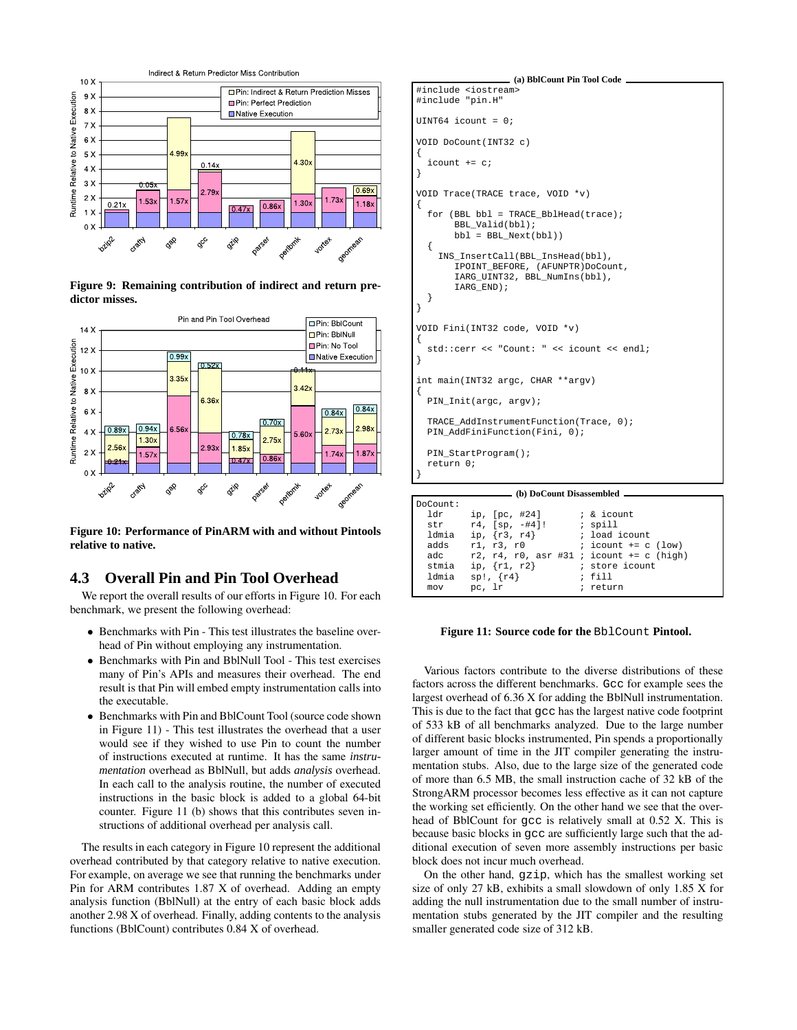Indirect & Return Predictor Miss Contribution

10 X
9 X
8 X
7 X
6 X
5 X
4 X
3 X
2 X
1 X
0 X

Runtime Relative to Native Execution

Pin: Indirect & Return Prediction Misses
Pin: Perfect Prediction
Native Execution

0.21x
0.05x
1.53x
4.99x
1.57x
0.14x
2.79x
0.47x
0.86x
4.30x
1.30x
1.73x
0.69x
1.18x

bzip2 crafty gap gcc gzip parser perlbmk vortex geomean

**Figure 9: Remaining contribution of indirect and return predictor misses.**

Pin and Pin Tool Overhead

14 X
12 X
10 X
8 X
6 X
4 X
2 X
0 X

Runtime Relative to Native Execution

Pin: BblCount
Pin: BblNull
Pin: No Tool
Native Execution

0.89x
2.56x
0.21x
0.94x
1.30x
1.57x
0.99x
3.35x
6.56x
0.52x
6.36x
2.93x
0.78x
1.85x
0.47x
0.70x
2.75x
0.86x
0.11x
3.42x
5.60x
0.84x
2.73x
1.74x
0.84x
2.98x
1.87x

bzip2 crafty gap gcc gzip parser perlbmk vortex geomean

**Figure 10: Performance of PinARM with and without Pintools relative to native.**

## 4.3 Overall Pin and Pin Tool Overhead

We report the overall results of our efforts in Figure 10. For each benchmark, we present the following overhead:

- Benchmarks with Pin - This test illustrates the baseline overhead of Pin without employing any instrumentation.
- Benchmarks with Pin and BblNull Tool - This test exercises many of Pin's APIs and measures their overhead. The end result is that Pin will embed empty instrumentation calls into the executable.
- Benchmarks with Pin and BblCount Tool (source code shown in Figure 11) - This test illustrates the overhead that a user would see if they wished to use Pin to count the number of instructions executed at runtime. It has the same *instrumentation* overhead as BblNull, but adds *analysis* overhead. In each call to the analysis routine, the number of executed instructions in the basic block is added to a global 64-bit counter. Figure 11 (b) shows that this contributes seven instructions of additional overhead per analysis call.

The results in each category in Figure 10 represent the additional overhead contributed by that category relative to native execution. For example, on average we see that running the benchmarks under Pin for ARM contributes 1.87 X of overhead. Adding an empty analysis function (BblNull) at the entry of each basic block adds another 2.98 X of overhead. Finally, adding contents to the analysis functions (BblCount) contributes 0.84 X of overhead.

**(a) BblCount Pin Tool Code**

```
#include <iostream>
#include "pin.H"

UINT64 icount = 0;

VOID DoCount(INT32 c)
{
  icount += c;
}

VOID Trace(TRACE trace, VOID *v)
{
  for (BBL bbl = TRACE_BblHead(trace);
       BBL_Valid(bbl);
       bbl = BBL_Next(bbl))
  {
    INS_InsertCall(BBL_InsHead(bbl),
       IPOINT_BEFORE, (AFUNPTR)DoCount,
       IARG_UINT32, BBL_NumIns(bbl),
       IARG_END);
  }
}

VOID Fini(INT32 code, VOID *v)
{
  std::cerr << "Count: " << icount << endl;
}

int main(INT32 argc, CHAR **argv)
{
  PIN_Init(argc, argv);

  TRACE_AddInstrumentFunction(Trace, 0);
  PIN_AddFiniFunction(Fini, 0);

  PIN_StartProgram();
  return 0;
}
```

**(b) DoCount Disassembled**

```
DoCount:
  ldr     ip, [pc, #24]       ; & icount
  str     r4, [sp, -#4]!      ; spill
  ldmia   ip, {r3, r4}        ; load icount
  adds    r1, r3, r0          ; icount += c (low)
  adc     r2, r4, r0, asr #31 ; icount += c (high)
  stmia   ip, {r1, r2}        ; store icount
  ldmia   sp!, {r4}           ; fill
  mov     pc, lr              ; return
```

**Figure 11: Source code for the `BblCount` Pintool.**

Various factors contribute to the diverse distributions of these factors across the different benchmarks. `Gcc` for example sees the largest overhead of 6.36 X for adding the BblNull instrumentation. This is due to the fact that `gcc` has the largest native code footprint of 533 kB of all benchmarks analyzed. Due to the large number of different basic blocks instrumented, Pin spends a proportionally larger amount of time in the JIT compiler generating the instrumentation stubs. Also, due to the large size of the generated code of more than 6.5 MB, the small instruction cache of 32 kB of the StrongARM processor becomes less effective as it can not capture the working set efficiently. On the other hand we see that the overhead of BblCount for `gcc` is relatively small at 0.52 X. This is because basic blocks in `gcc` are sufficiently large such that the additional execution of seven more assembly instructions per basic block does not incur much overhead.

On the other hand, `gzip`, which has the smallest working set size of only 27 kB, exhibits a small slowdown of only 1.85 X for adding the null instrumentation due to the small number of instrumentation stubs generated by the JIT compiler and the resulting smaller generated code size of 312 kB.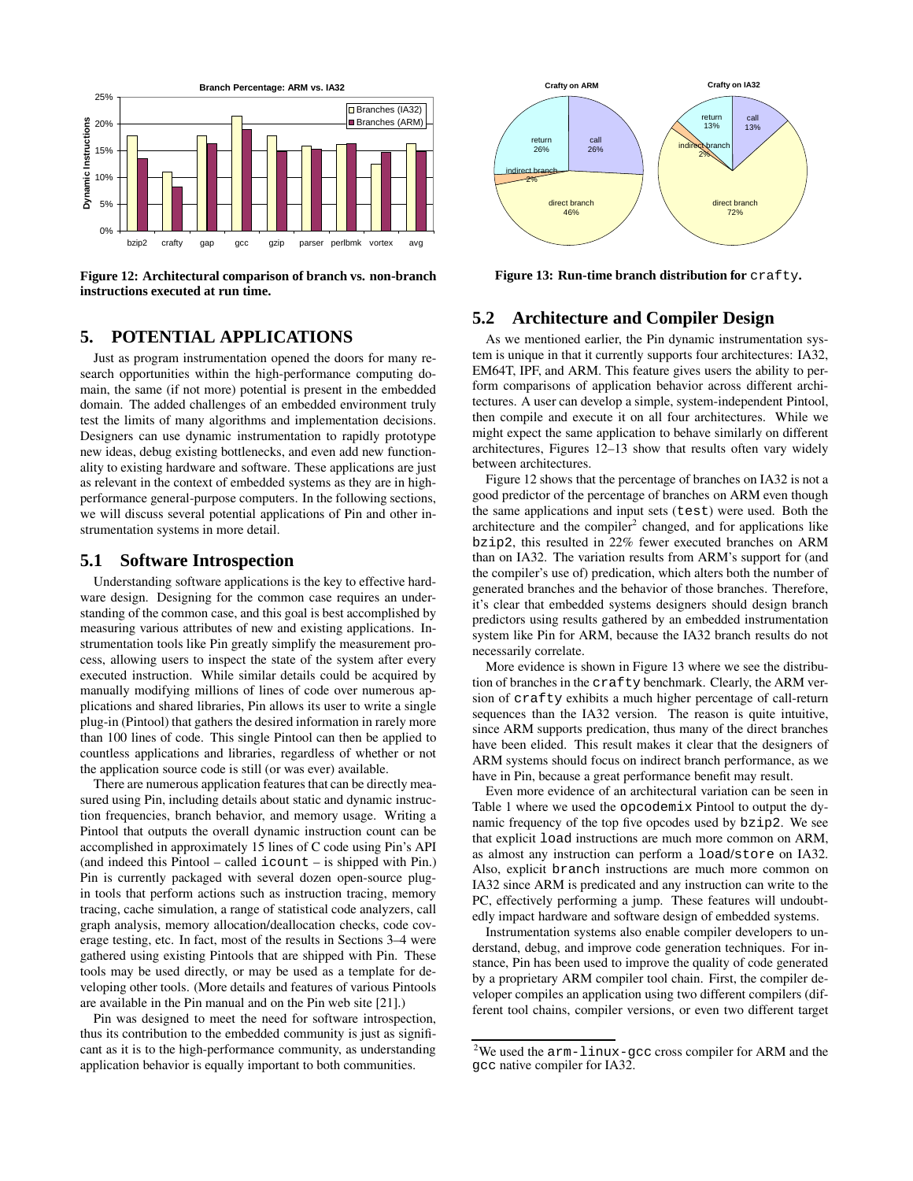Branch Percentage: ARM vs. IA32

Dynamic Instructions

25%
20%
15%
10%
5%
0%

Branches (IA32)
Branches (ARM)

bzip2 crafty gap gcc gzip parser perlbmk vortex avg

**Figure 12: Architectural comparison of branch vs. non-branch instructions executed at run time.**

Crafty on ARM

call 26%
return 26%
indirect branch 2%
direct branch 46%

Crafty on IA32

call 13%
return 13%
indirect branch 2%
direct branch 72%

**Figure 13: Run-time branch distribution for** `crafty`**.**

## 5. POTENTIAL APPLICATIONS

Just as program instrumentation opened the doors for many research opportunities within the high-performance computing domain, the same (if not more) potential is present in the embedded domain. The added challenges of an embedded environment truly test the limits of many algorithms and implementation decisions. Designers can use dynamic instrumentation to rapidly prototype new ideas, debug existing bottlenecks, and even add new functionality to existing hardware and software. These applications are just as relevant in the context of embedded systems as they are in high-performance general-purpose computers. In the following sections, we will discuss several potential applications of Pin and other instrumentation systems in more detail.

### 5.1 Software Introspection

Understanding software applications is the key to effective hardware design. Designing for the common case requires an understanding of the common case, and this goal is best accomplished by measuring various attributes of new and existing applications. Instrumentation tools like Pin greatly simplify the measurement process, allowing users to inspect the state of the system after every executed instruction. While similar details could be acquired by manually modifying millions of lines of code over numerous applications and shared libraries, Pin allows its user to write a single plug-in (Pintool) that gathers the desired information in rarely more than 100 lines of code. This single Pintool can then be applied to countless applications and libraries, regardless of whether or not the application source code is still (or was ever) available.

There are numerous application features that can be directly measured using Pin, including details about static and dynamic instruction frequencies, branch behavior, and memory usage. Writing a Pintool that outputs the overall dynamic instruction count can be accomplished in approximately 15 lines of C code using Pin's API (and indeed this Pintool – called `icount` – is shipped with Pin.) Pin is currently packaged with several dozen open-source plug-in tools that perform actions such as instruction tracing, memory tracing, cache simulation, a range of statistical code analyzers, call graph analysis, memory allocation/deallocation checks, code coverage testing, etc. In fact, most of the results in Sections 3–4 were gathered using existing Pintools that are shipped with Pin. These tools may be used directly, or may be used as a template for developing other tools. (More details and features of various Pintools are available in the Pin manual and on the Pin web site [21].)

Pin was designed to meet the need for software introspection, thus its contribution to the embedded community is just as significant as it is to the high-performance community, as understanding application behavior is equally important to both communities.

### 5.2 Architecture and Compiler Design

As we mentioned earlier, the Pin dynamic instrumentation system is unique in that it currently supports four architectures: IA32, EM64T, IPF, and ARM. This feature gives users the ability to perform comparisons of application behavior across different architectures. A user can develop a simple, system-independent Pintool, then compile and execute it on all four architectures. While we might expect the same application to behave similarly on different architectures, Figures 12–13 show that results often vary widely between architectures.

Figure 12 shows that the percentage of branches on IA32 is not a good predictor of the percentage of branches on ARM even though the same applications and input sets (`test`) were used. Both the architecture and the compiler[2] changed, and for applications like `bzip2`, this resulted in 22% fewer executed branches on ARM than on IA32. The variation results from ARM's support for (and the compiler's use of) predication, which alters both the number of generated branches and the behavior of those branches. Therefore, it's clear that embedded systems designers should design branch predictors using results gathered by an embedded instrumentation system like Pin for ARM, because the IA32 branch results do not necessarily correlate.

More evidence is shown in Figure 13 where we see the distribution of branches in the `crafty` benchmark. Clearly, the ARM version of `crafty` exhibits a much higher percentage of call-return sequences than the IA32 version. The reason is quite intuitive, since ARM supports predication, thus many of the direct branches have been elided. This result makes it clear that the designers of ARM systems should focus on indirect branch performance, as we have in Pin, because a great performance benefit may result.

Even more evidence of an architectural variation can be seen in Table 1 where we used the `opcodemix` Pintool to output the dynamic frequency of the top five opcodes used by `bzip2`. We see that explicit `load` instructions are much more common on ARM, as almost any instruction can perform a `load`/`store` on IA32. Also, explicit `branch` instructions are much more common on IA32 since ARM is predicated and any instruction can write to the PC, effectively performing a jump. These features will undoubtedly impact hardware and software design of embedded systems.

Instrumentation systems also enable compiler developers to understand, debug, and improve code generation techniques. For instance, Pin has been used to improve the quality of code generated by a proprietary ARM compiler tool chain. First, the compiler developer compiles an application using two different compilers (different tool chains, compiler versions, or even two different target

[2]We used the `arm-linux-gcc` cross compiler for ARM and the `gcc` native compiler for IA32.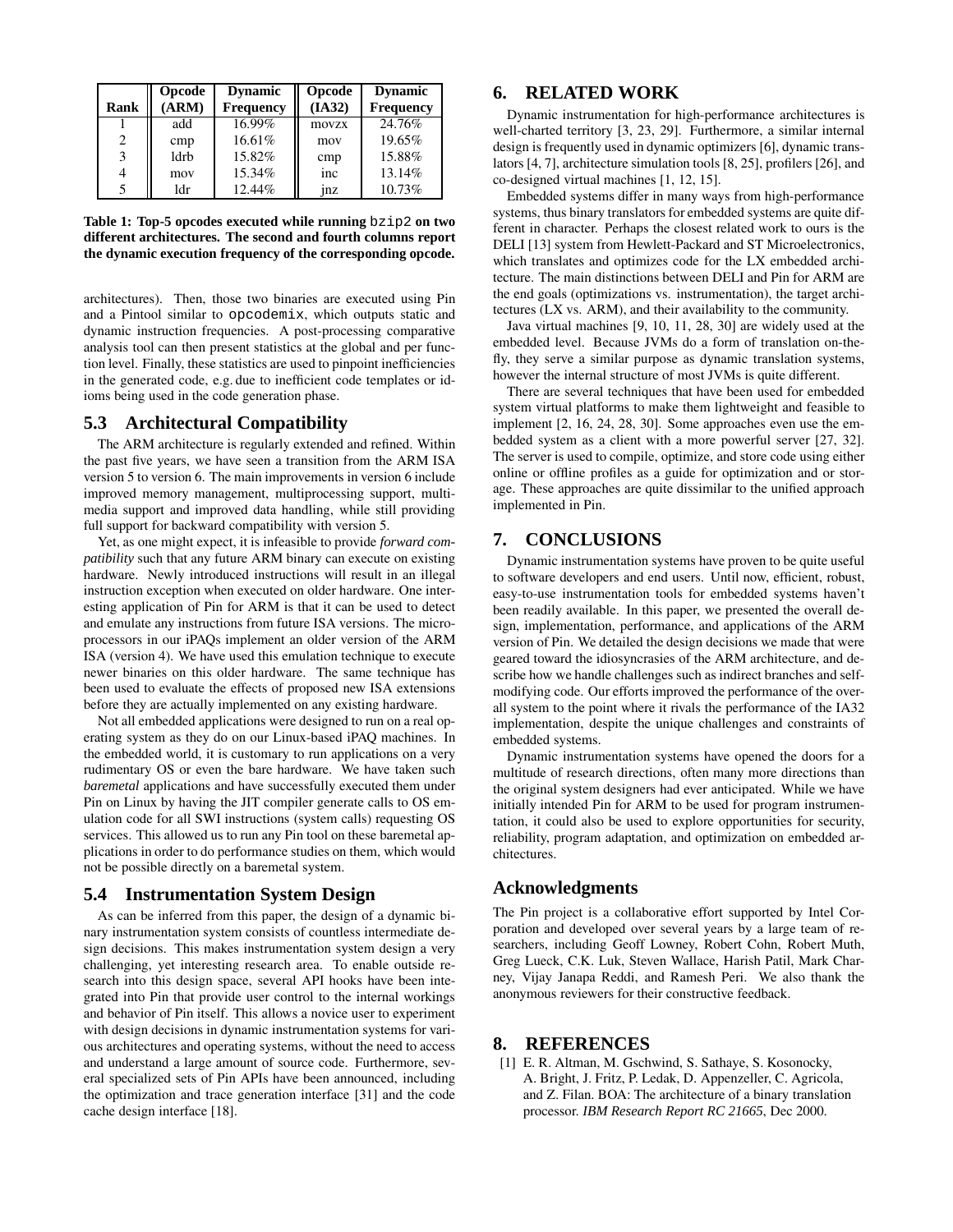| Rank | Opcode (ARM) | Dynamic Frequency | Opcode (IA32) | Dynamic Frequency |
|---|---|---|---|---|
| 1 | add | 16.99% | movzx | 24.76% |
| 2 | cmp | 16.61% | mov | 19.65% |
| 3 | ldrb | 15.82% | cmp | 15.88% |
| 4 | mov | 15.34% | inc | 13.14% |
| 5 | ldr | 12.44% | jnz | 10.73% |

**Table 1: Top-5 opcodes executed while running bzip2 on two different architectures. The second and fourth columns report the dynamic execution frequency of the corresponding opcode.**

architectures). Then, those two binaries are executed using Pin and a Pintool similar to opcodemix, which outputs static and dynamic instruction frequencies. A post-processing comparative analysis tool can then present statistics at the global and per function level. Finally, these statistics are used to pinpoint inefficiencies in the generated code, e.g. due to inefficient code templates or idioms being used in the code generation phase.

## 5.3 Architectural Compatibility

The ARM architecture is regularly extended and refined. Within the past five years, we have seen a transition from the ARM ISA version 5 to version 6. The main improvements in version 6 include improved memory management, multiprocessing support, multimedia support and improved data handling, while still providing full support for backward compatibility with version 5.

Yet, as one might expect, it is infeasible to provide *forward compatibility* such that any future ARM binary can execute on existing hardware. Newly introduced instructions will result in an illegal instruction exception when executed on older hardware. One interesting application of Pin for ARM is that it can be used to detect and emulate any instructions from future ISA versions. The microprocessors in our iPAQs implement an older version of the ARM ISA (version 4). We have used this emulation technique to execute newer binaries on this older hardware. The same technique has been used to evaluate the effects of proposed new ISA extensions before they are actually implemented on any existing hardware.

Not all embedded applications were designed to run on a real operating system as they do on our Linux-based iPAQ machines. In the embedded world, it is customary to run applications on a very rudimentary OS or even the bare hardware. We have taken such *baremetal* applications and have successfully executed them under Pin on Linux by having the JIT compiler generate calls to OS emulation code for all SWI instructions (system calls) requesting OS services. This allowed us to run any Pin tool on these baremetal applications in order to do performance studies on them, which would not be possible directly on a baremetal system.

## 5.4 Instrumentation System Design

As can be inferred from this paper, the design of a dynamic binary instrumentation system consists of countless intermediate design decisions. This makes instrumentation system design a very challenging, yet interesting research area. To enable outside research into this design space, several API hooks have been integrated into Pin that provide user control to the internal workings and behavior of Pin itself. This allows a novice user to experiment with design decisions in dynamic instrumentation systems for various architectures and operating systems, without the need to access and understand a large amount of source code. Furthermore, several specialized sets of Pin APIs have been announced, including the optimization and trace generation interface [31] and the code cache design interface [18].

# 6. RELATED WORK

Dynamic instrumentation for high-performance architectures is well-charted territory [3, 23, 29]. Furthermore, a similar internal design is frequently used in dynamic optimizers [6], dynamic translators [4, 7], architecture simulation tools [8, 25], profilers [26], and co-designed virtual machines [1, 12, 15].

Embedded systems differ in many ways from high-performance systems, thus binary translators for embedded systems are quite different in character. Perhaps the closest related work to ours is the DELI [13] system from Hewlett-Packard and ST Microelectronics, which translates and optimizes code for the LX embedded architecture. The main distinctions between DELI and Pin for ARM are the end goals (optimizations vs. instrumentation), the target architectures (LX vs. ARM), and their availability to the community.

Java virtual machines [9, 10, 11, 28, 30] are widely used at the embedded level. Because JVMs do a form of translation on-the-fly, they serve a similar purpose as dynamic translation systems, however the internal structure of most JVMs is quite different.

There are several techniques that have been used for embedded system virtual platforms to make them lightweight and feasible to implement [2, 16, 24, 28, 30]. Some approaches even use the embedded system as a client with a more powerful server [27, 32]. The server is used to compile, optimize, and store code using either online or offline profiles as a guide for optimization and or storage. These approaches are quite dissimilar to the unified approach implemented in Pin.

# 7. CONCLUSIONS

Dynamic instrumentation systems have proven to be quite useful to software developers and end users. Until now, efficient, robust, easy-to-use instrumentation tools for embedded systems haven't been readily available. In this paper, we presented the overall design, implementation, performance, and applications of the ARM version of Pin. We detailed the design decisions we made that were geared toward the idiosyncracies of the ARM architecture, and describe how we handle challenges such as indirect branches and self-modifying code. Our efforts improved the performance of the overall system to the point where it rivals the performance of the IA32 implementation, despite the unique challenges and constraints of embedded systems.

Dynamic instrumentation systems have opened the doors for a multitude of research directions, often many more directions than the original system designers had ever anticipated. While we have initially intended Pin for ARM to be used for program instrumentation, it could also be used to explore opportunities for security, reliability, program adaptation, and optimization on embedded architectures.

## Acknowledgments

The Pin project is a collaborative effort supported by Intel Corporation and developed over several years by a large team of researchers, including Geoff Lowney, Robert Cohn, Robert Muth, Greg Lueck, C.K. Luk, Steven Wallace, Harish Patil, Mark Charney, Vijay Janapa Reddi, and Ramesh Peri. We also thank the anonymous reviewers for their constructive feedback.

# 8. REFERENCES

[1] E. R. Altman, M. Gschwind, S. Sathaye, S. Kosonocky, A. Bright, J. Fritz, P. Ledak, D. Appenzeller, C. Agricola, and Z. Filan. BOA: The architecture of a binary translation processor. *IBM Research Report RC 21665*, Dec 2000.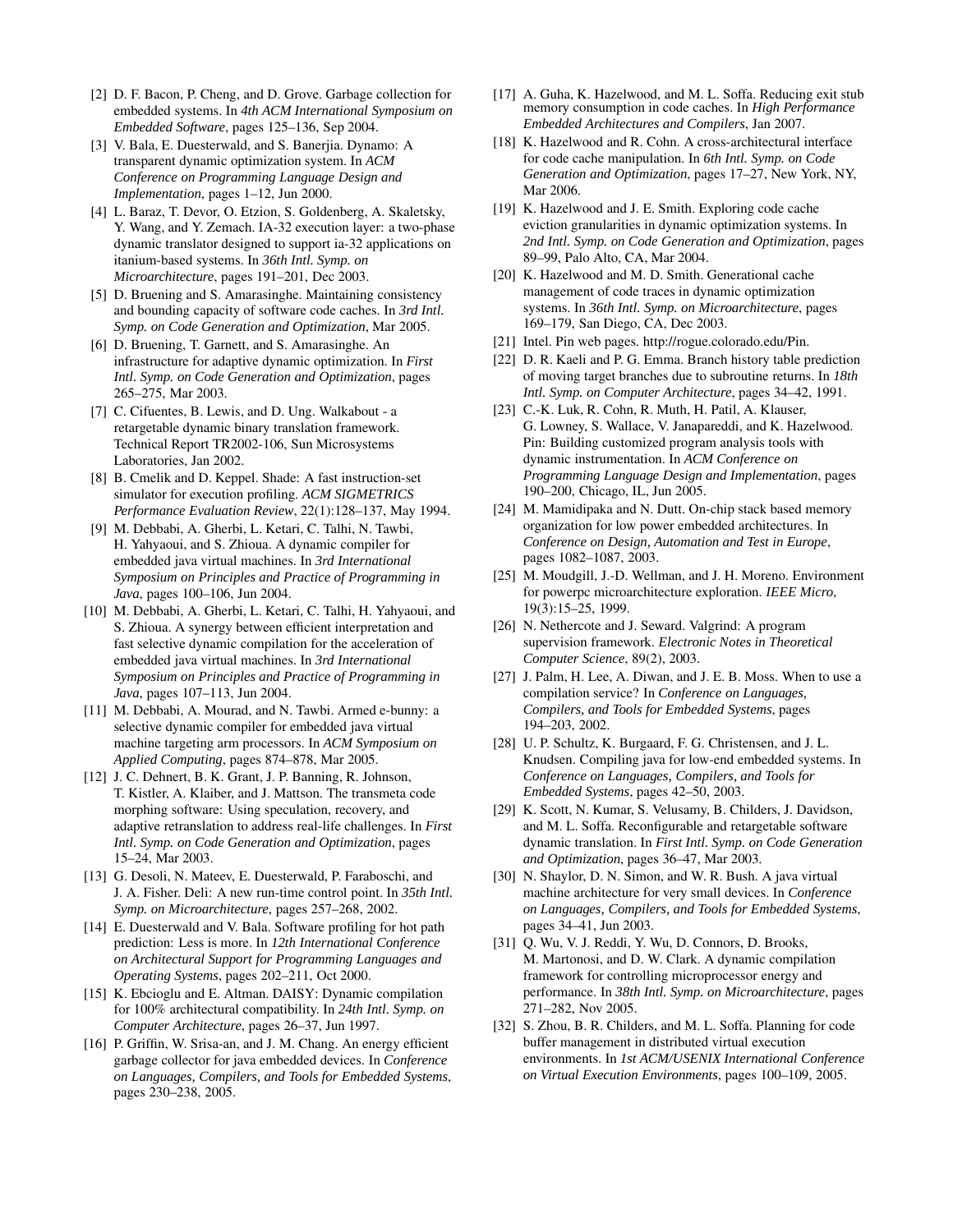[2] D. F. Bacon, P. Cheng, and D. Grove. Garbage collection for embedded systems. In *4th ACM International Symposium on Embedded Software*, pages 125–136, Sep 2004.

[3] V. Bala, E. Duesterwald, and S. Banerjia. Dynamo: A transparent dynamic optimization system. In *ACM Conference on Programming Language Design and Implementation*, pages 1–12, Jun 2000.

[4] L. Baraz, T. Devor, O. Etzion, S. Goldenberg, A. Skaletsky, Y. Wang, and Y. Zemach. IA-32 execution layer: a two-phase dynamic translator designed to support ia-32 applications on itanium-based systems. In *36th Intl. Symp. on Microarchitecture*, pages 191–201, Dec 2003.

[5] D. Bruening and S. Amarasinghe. Maintaining consistency and bounding capacity of software code caches. In *3rd Intl. Symp. on Code Generation and Optimization*, Mar 2005.

[6] D. Bruening, T. Garnett, and S. Amarasinghe. An infrastructure for adaptive dynamic optimization. In *First Intl. Symp. on Code Generation and Optimization*, pages 265–275, Mar 2003.

[7] C. Cifuentes, B. Lewis, and D. Ung. Walkabout - a retargetable dynamic binary translation framework. Technical Report TR2002-106, Sun Microsystems Laboratories, Jan 2002.

[8] B. Cmelik and D. Keppel. Shade: A fast instruction-set simulator for execution profiling. *ACM SIGMETRICS Performance Evaluation Review*, 22(1):128–137, May 1994.

[9] M. Debbabi, A. Gherbi, L. Ketari, C. Talhi, N. Tawbi, H. Yahyaoui, and S. Zhioua. A dynamic compiler for embedded java virtual machines. In *3rd International Symposium on Principles and Practice of Programming in Java*, pages 100–106, Jun 2004.

[10] M. Debbabi, A. Gherbi, L. Ketari, C. Talhi, H. Yahyaoui, and S. Zhioua. A synergy between efficient interpretation and fast selective dynamic compilation for the acceleration of embedded java virtual machines. In *3rd International Symposium on Principles and Practice of Programming in Java*, pages 107–113, Jun 2004.

[11] M. Debbabi, A. Mourad, and N. Tawbi. Armed e-bunny: a selective dynamic compiler for embedded java virtual machine targeting arm processors. In *ACM Symposium on Applied Computing*, pages 874–878, Mar 2005.

[12] J. C. Dehnert, B. K. Grant, J. P. Banning, R. Johnson, T. Kistler, A. Klaiber, and J. Mattson. The transmeta code morphing software: Using speculation, recovery, and adaptive retranslation to address real-life challenges. In *First Intl. Symp. on Code Generation and Optimization*, pages 15–24, Mar 2003.

[13] G. Desoli, N. Mateev, E. Duesterwald, P. Faraboschi, and J. A. Fisher. Deli: A new run-time control point. In *35th Intl. Symp. on Microarchitecture*, pages 257–268, 2002.

[14] E. Duesterwald and V. Bala. Software profiling for hot path prediction: Less is more. In *12th International Conference on Architectural Support for Programming Languages and Operating Systems*, pages 202–211, Oct 2000.

[15] K. Ebcioglu and E. Altman. DAISY: Dynamic compilation for 100% architectural compatibility. In *24th Intl. Symp. on Computer Architecture*, pages 26–37, Jun 1997.

[16] P. Griffin, W. Srisa-an, and J. M. Chang. An energy efficient garbage collector for java embedded devices. In *Conference on Languages, Compilers, and Tools for Embedded Systems*, pages 230–238, 2005.

[17] A. Guha, K. Hazelwood, and M. L. Soffa. Reducing exit stub memory consumption in code caches. In *High Performance Embedded Architectures and Compilers*, Jan 2007.

[18] K. Hazelwood and R. Cohn. A cross-architectural interface for code cache manipulation. In *6th Intl. Symp. on Code Generation and Optimization*, pages 17–27, New York, NY, Mar 2006.

[19] K. Hazelwood and J. E. Smith. Exploring code cache eviction granularities in dynamic optimization systems. In *2nd Intl. Symp. on Code Generation and Optimization*, pages 89–99, Palo Alto, CA, Mar 2004.

[20] K. Hazelwood and M. D. Smith. Generational cache management of code traces in dynamic optimization systems. In *36th Intl. Symp. on Microarchitecture*, pages 169–179, San Diego, CA, Dec 2003.

[21] Intel. Pin web pages. http://rogue.colorado.edu/Pin.

[22] D. R. Kaeli and P. G. Emma. Branch history table prediction of moving target branches due to subroutine returns. In *18th Intl. Symp. on Computer Architecture*, pages 34–42, 1991.

[23] C.-K. Luk, R. Cohn, R. Muth, H. Patil, A. Klauser, G. Lowney, S. Wallace, V. Janapareddi, and K. Hazelwood. Pin: Building customized program analysis tools with dynamic instrumentation. In *ACM Conference on Programming Language Design and Implementation*, pages 190–200, Chicago, IL, Jun 2005.

[24] M. Mamidipaka and N. Dutt. On-chip stack based memory organization for low power embedded architectures. In *Conference on Design, Automation and Test in Europe*, pages 1082–1087, 2003.

[25] M. Moudgill, J.-D. Wellman, and J. H. Moreno. Environment for powerpc microarchitecture exploration. *IEEE Micro*, 19(3):15–25, 1999.

[26] N. Nethercote and J. Seward. Valgrind: A program supervision framework. *Electronic Notes in Theoretical Computer Science*, 89(2), 2003.

[27] J. Palm, H. Lee, A. Diwan, and J. E. B. Moss. When to use a compilation service? In *Conference on Languages, Compilers, and Tools for Embedded Systems*, pages 194–203, 2002.

[28] U. P. Schultz, K. Burgaard, F. G. Christensen, and J. L. Knudsen. Compiling java for low-end embedded systems. In *Conference on Languages, Compilers, and Tools for Embedded Systems*, pages 42–50, 2003.

[29] K. Scott, N. Kumar, S. Velusamy, B. Childers, J. Davidson, and M. L. Soffa. Reconfigurable and retargetable software dynamic translation. In *First Intl. Symp. on Code Generation and Optimization*, pages 36–47, Mar 2003.

[30] N. Shaylor, D. N. Simon, and W. R. Bush. A java virtual machine architecture for very small devices. In *Conference on Languages, Compilers, and Tools for Embedded Systems*, pages 34–41, Jun 2003.

[31] Q. Wu, V. J. Reddi, Y. Wu, D. Connors, D. Brooks, M. Martonosi, and D. W. Clark. A dynamic compilation framework for controlling microprocessor energy and performance. In *38th Intl. Symp. on Microarchitecture*, pages 271–282, Nov 2005.

[32] S. Zhou, B. R. Childers, and M. L. Soffa. Planning for code buffer management in distributed virtual execution environments. In *1st ACM/USENIX International Conference on Virtual Execution Environments*, pages 100–109, 2005.